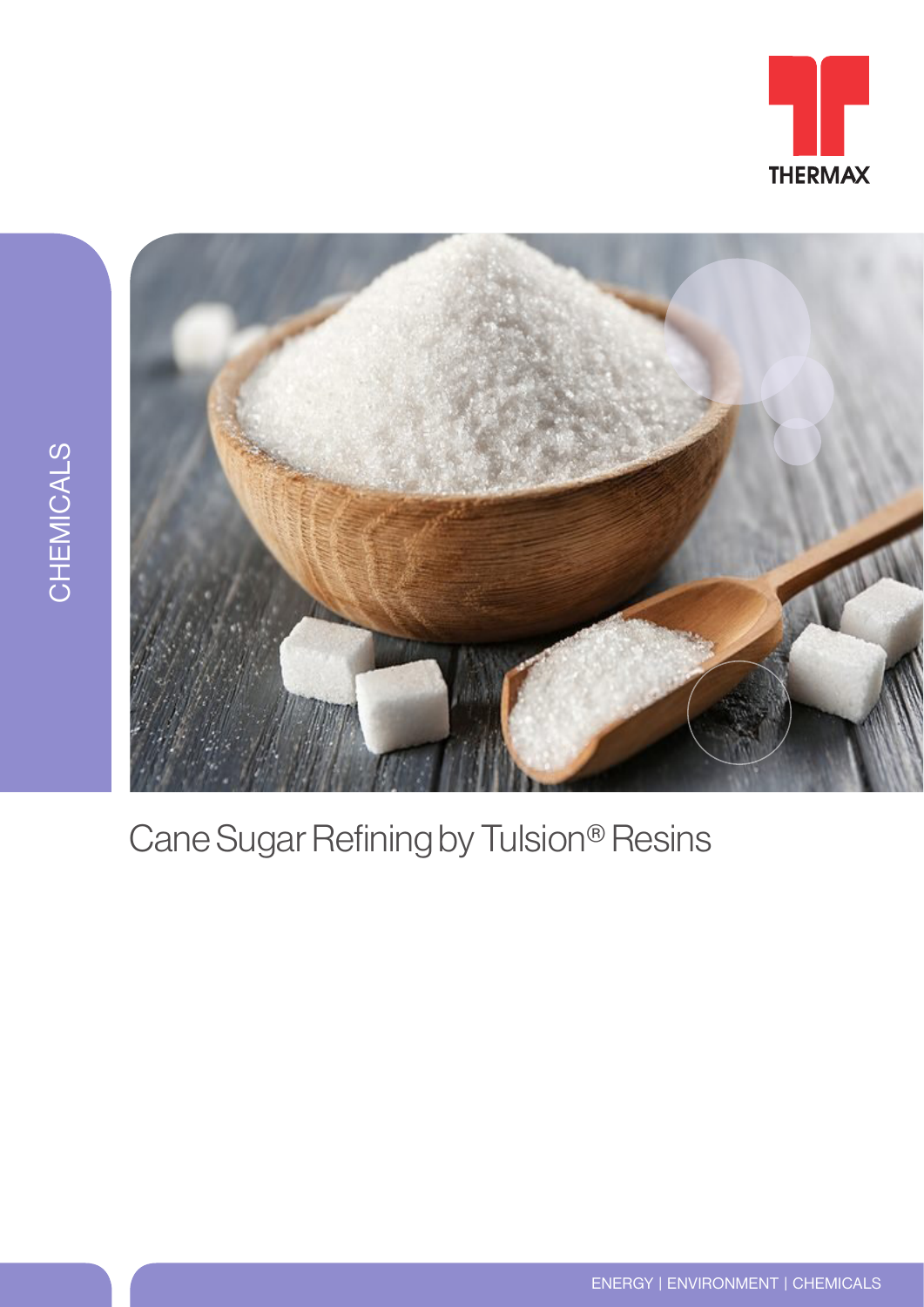THERMAX

CHEMICALS

# Cane Sugar Refining by Tulsion® Resins

ENERGY | ENVIRONMENT | CHEMICALS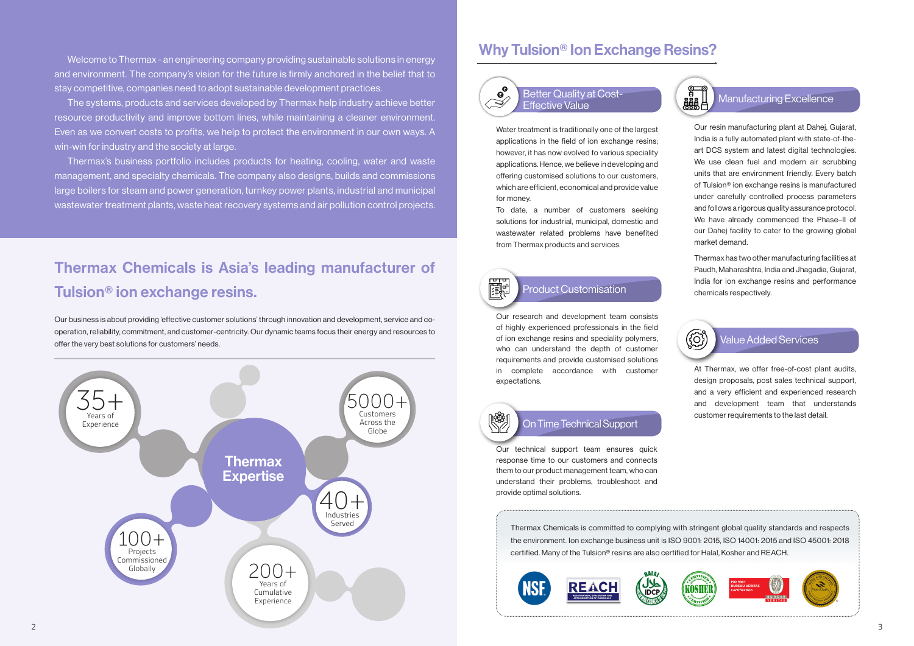Welcome to Thermax - an engineering company providing sustainable solutions in energy and environment. The company's vision for the future is firmly anchored in the belief that to stay competitive, companies need to adopt sustainable development practices.

The systems, products and services developed by Thermax help industry achieve better resource productivity and improve bottom lines, while maintaining a cleaner environment. Even as we convert costs to profits, we help to protect the environment in our own ways. A win-win for industry and the society at large.

Thermax's business portfolio includes products for heating, cooling, water and waste management, and specialty chemicals. The company also designs, builds and commissions large boilers for steam and power generation, turnkey power plants, industrial and municipal wastewater treatment plants, waste heat recovery systems and air pollution control projects.

## Thermax Chemicals is Asia's leading manufacturer of Tulsion® ion exchange resins.

Our business is about providing 'effective customer solutions' through innovation and development, service and co-operation, reliability, commitment, and customer-centricity. Our dynamic teams focus their energy and resources to offer the very best solutions for customers' needs.

**Thermax Expertise**

- 35+ Years of Experience
- 5000+ Customers Across the Globe
- 40+ Industries Served
- 200+ Years of Cumulative Experience
- 100+ Projects Commissioned Globally

## Why Tulsion® Ion Exchange Resins?

### Better Quality at Cost-Effective Value

Water treatment is traditionally one of the largest applications in the field of ion exchange resins; however, it has now evolved to various speciality applications. Hence, we believe in developing and offering customised solutions to our customers, which are efficient, economical and provide value for money.

To date, a number of customers seeking solutions for industrial, municipal, domestic and wastewater related problems have benefited from Thermax products and services.

### Product Customisation

Our research and development team consists of highly experienced professionals in the field of ion exchange resins and speciality polymers, who can understand the depth of customer requirements and provide customised solutions in complete accordance with customer expectations.

### On Time Technical Support

Our technical support team ensures quick response time to our customers and connects them to our product management team, who can understand their problems, troubleshoot and provide optimal solutions.

### Manufacturing Excellence

Our resin manufacturing plant at Dahej, Gujarat, India is a fully automated plant with state-of-the-art DCS system and latest digital technologies. We use clean fuel and modern air scrubbing units that are environment friendly. Every batch of Tulsion® ion exchange resins is manufactured under carefully controlled process parameters and follows a rigorous quality assurance protocol. We have already commenced the Phase–II of our Dahej facility to cater to the growing global market demand.

Thermax has two other manufacturing facilities at Paudh, Maharashtra, India and Jhagadia, Gujarat, India for ion exchange resins and performance chemicals respectively.

### Value Added Services

At Thermax, we offer free-of-cost plant audits, design proposals, post sales technical support, and a very efficient and experienced research and development team that understands customer requirements to the last detail.

Thermax Chemicals is committed to complying with stringent global quality standards and respects the environment. Ion exchange business unit is ISO 9001: 2015, ISO 14001: 2015 and ISO 45001: 2018 certified. Many of the Tulsion® resins are also certified for Halal, Kosher and REACH.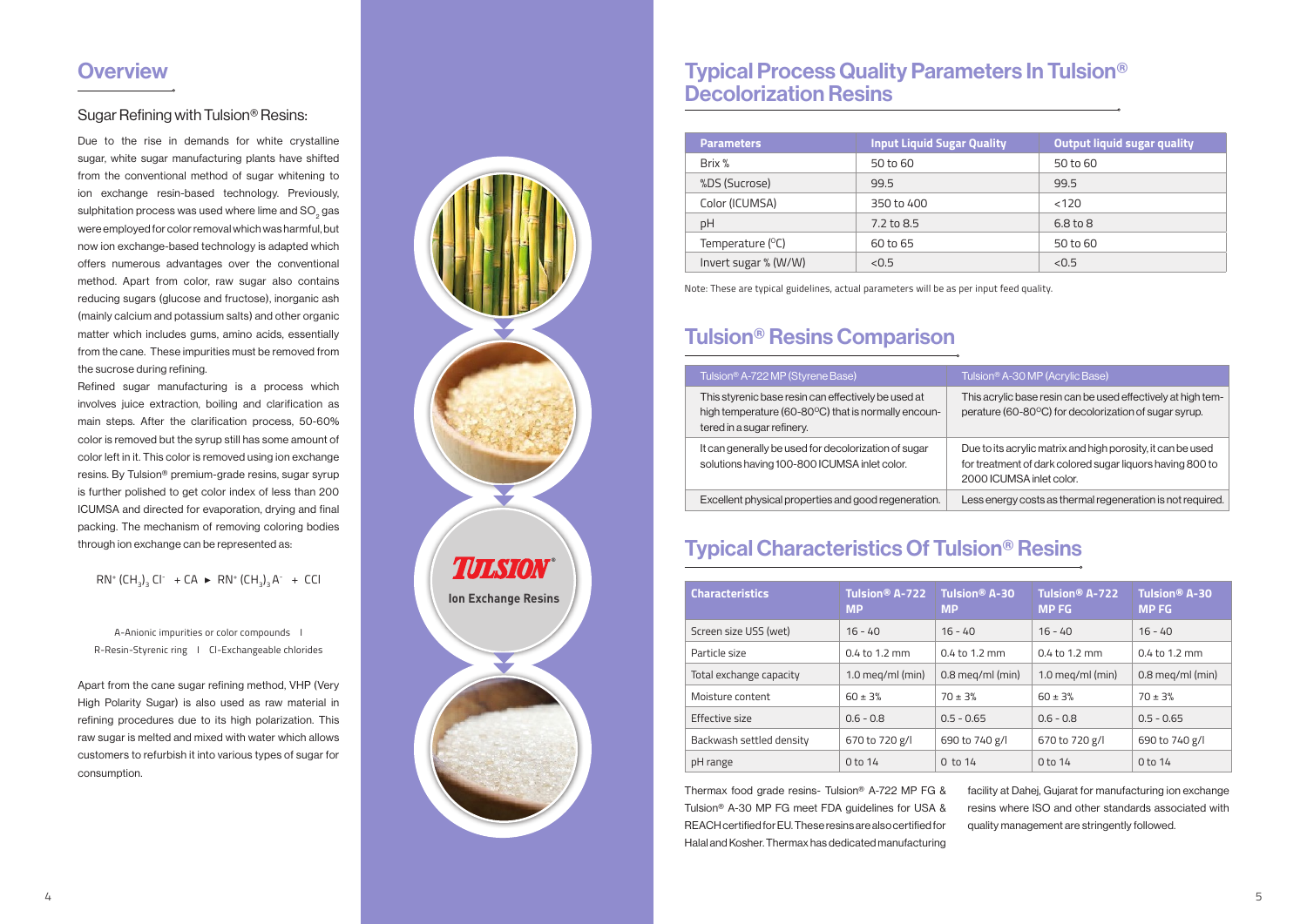## Overview

### Sugar Refining with Tulsion® Resins:

Due to the rise in demands for white crystalline sugar, white sugar manufacturing plants have shifted from the conventional method of sugar whitening to ion exchange resin-based technology. Previously, sulphitation process was used where lime and $SO_2$ gas were employed for color removal which was harmful, but now ion exchange-based technology is adapted which offers numerous advantages over the conventional method. Apart from color, raw sugar also contains reducing sugars (glucose and fructose), inorganic ash (mainly calcium and potassium salts) and other organic matter which includes gums, amino acids, essentially from the cane. These impurities must be removed from the sucrose during refining.

Refined sugar manufacturing is a process which involves juice extraction, boiling and clarification as main steps. After the clarification process, 50-60% color is removed but the syrup still has some amount of color left in it. This color is removed using ion exchange resins. By Tulsion® premium-grade resins, sugar syrup is further polished to get color index of less than 200 ICUMSA and directed for evaporation, drying and final packing. The mechanism of removing coloring bodies through ion exchange can be represented as:

$$RN^{+}(CH_3)_3\,Cl^{-} + CA \rightarrow RN^{+}(CH_3)_3\,A^{-} + CCl$$

A-Anionic impurities or color compounds | R-Resin-Styrenic ring | Cl-Exchangeable chlorides

Apart from the cane sugar refining method, VHP (Very High Polarity Sugar) is also used as raw material in refining procedures due to its high polarization. This raw sugar is melted and mixed with water which allows customers to refurbish it into various types of sugar for consumption.

TULSION®
Ion Exchange Resins

## Typical Process Quality Parameters In Tulsion® Decolorization Resins

| Parameters | Input Liquid Sugar Quality | Output liquid sugar quality |
|---|---|---|
| Brix % | 50 to 60 | 50 to 60 |
| %DS (Sucrose) | 99.5 | 99.5 |
| Color (ICUMSA) | 350 to 400 | <120 |
| pH | 7.2 to 8.5 | 6.8 to 8 |
| Temperature (°C) | 60 to 65 | 50 to 60 |
| Invert sugar % (W/W) | <0.5 | <0.5 |

Note: These are typical guidelines, actual parameters will be as per input feed quality.

## Tulsion® Resins Comparison

| Tulsion® A-722 MP (Styrene Base) | Tulsion® A-30 MP (Acrylic Base) |
|---|---|
| This styrenic base resin can effectively be used at high temperature (60-80°C) that is normally encountered in a sugar refinery. | This acrylic base resin can be used effectively at high temperature (60-80°C) for decolorization of sugar syrup. |
| It can generally be used for decolorization of sugar solutions having 100-800 ICUMSA inlet color. | Due to its acrylic matrix and high porosity, it can be used for treatment of dark colored sugar liquors having 800 to 2000 ICUMSA inlet color. |
| Excellent physical properties and good regeneration. | Less energy costs as thermal regeneration is not required. |

## Typical Characteristics Of Tulsion® Resins

| Characteristics | Tulsion® A-722 MP | Tulsion® A-30 MP | Tulsion® A-722 MP FG | Tulsion® A-30 MP FG |
|---|---|---|---|---|
| Screen size USS (wet) | 16 - 40 | 16 - 40 | 16 - 40 | 16 - 40 |
| Particle size | 0.4 to 1.2 mm | 0.4 to 1.2 mm | 0.4 to 1.2 mm | 0.4 to 1.2 mm |
| Total exchange capacity | 1.0 meq/ml (min) | 0.8 meq/ml (min) | 1.0 meq/ml (min) | 0.8 meq/ml (min) |
| Moisture content | 60 ± 3% | 70 ± 3% | 60 ± 3% | 70 ± 3% |
| Effective size | 0.6 - 0.8 | 0.5 - 0.65 | 0.6 - 0.8 | 0.5 - 0.65 |
| Backwash settled density | 670 to 720 g/l | 690 to 740 g/l | 670 to 720 g/l | 690 to 740 g/l |
| pH range | 0 to 14 | 0 to 14 | 0 to 14 | 0 to 14 |

Thermax food grade resins- Tulsion® A-722 MP FG & Tulsion® A-30 MP FG meet FDA guidelines for USA & REACH certified for EU. These resins are also certified for Halal and Kosher. Thermax has dedicated manufacturing facility at Dahej, Gujarat for manufacturing ion exchange resins where ISO and other standards associated with quality management are stringently followed.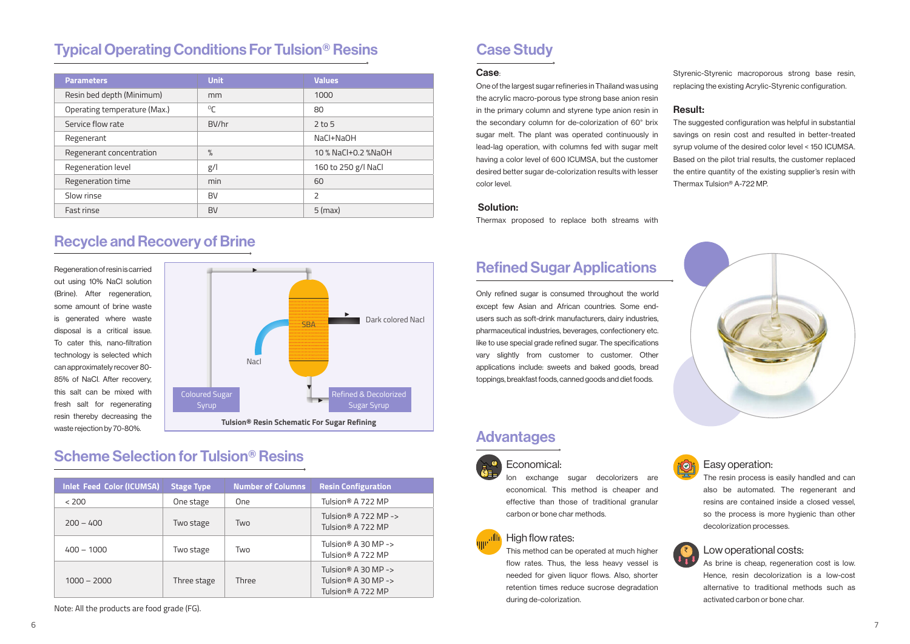## Typical Operating Conditions For Tulsion® Resins

| Parameters | Unit | Values |
|---|---|---|
| Resin bed depth (Minimum) | mm | 1000 |
| Operating temperature (Max.) | $^0$C | 80 |
| Service flow rate | BV/hr | 2 to 5 |
| Regenerant | | NaCl+NaOH |
| Regenerant concentration | % | 10 % NaCl+0.2 %NaOH |
| Regeneration level | g/l | 160 to 250 g/l NaCl |
| Regeneration time | min | 60 |
| Slow rinse | BV | 2 |
| Fast rinse | BV | 5 (max) |

## Recycle and Recovery of Brine

Regeneration of resin is carried out using 10% NaCl solution (Brine). After regeneration, some amount of brine waste is generated where waste disposal is a critical issue. To cater this, nano-filtration technology is selected which can approximately recover 80-85% of NaCl. After recovery, this salt can be mixed with fresh salt for regenerating resin thereby decreasing the waste rejection by 70-80%.

SBA

Nacl

Dark colored Nacl

Coloured Sugar Syrup

Refined & Decolorized Sugar Syrup

**Tulsion® Resin Schematic For Sugar Refining**

## Scheme Selection for Tulsion® Resins

| Inlet Feed Color (ICUMSA) | Stage Type | Number of Columns | Resin Configuration |
|---|---|---|---|
| < 200 | One stage | One | Tulsion® A 722 MP |
| 200 – 400 | Two stage | Two | Tulsion® A 722 MP -> Tulsion® A 722 MP |
| 400 – 1000 | Two stage | Two | Tulsion® A 30 MP -> Tulsion® A 722 MP |
| 1000 – 2000 | Three stage | Three | Tulsion® A 30 MP -> Tulsion® A 30 MP -> Tulsion® A 722 MP |

Note: All the products are food grade (FG).

## Case Study

### Case:

One of the largest sugar refineries in Thailand was using the acrylic macro-porous type strong base anion resin in the primary column and styrene type anion resin in the secondary column for de-colorization of 60° brix sugar melt. The plant was operated continuously in lead-lag operation, with columns fed with sugar melt having a color level of 600 ICUMSA, but the customer desired better sugar de-colorization results with lesser color level.

### Solution:

Thermax proposed to replace both streams with Styrenic-Styrenic macroporous strong base resin, replacing the existing Acrylic-Styrenic configuration.

### Result:

The suggested configuration was helpful in substantial savings on resin cost and resulted in better-treated syrup volume of the desired color level < 150 ICUMSA. Based on the pilot trial results, the customer replaced the entire quantity of the existing supplier's resin with Thermax Tulsion® A-722 MP.

## Refined Sugar Applications

Only refined sugar is consumed throughout the world except few Asian and African countries. Some end-users such as soft-drink manufacturers, dairy industries, pharmaceutical industries, beverages, confectionery etc. like to use special grade refined sugar. The specifications vary slightly from customer to customer. Other applications include: sweets and baked goods, bread toppings, breakfast foods, canned goods and diet foods.

## Advantages

### Economical:

Ion exchange sugar decolorizers are economical. This method is cheaper and effective than those of traditional granular carbon or bone char methods.

### High flow rates:

This method can be operated at much higher flow rates. Thus, the less heavy vessel is needed for given liquor flows. Also, shorter retention times reduce sucrose degradation during de-colorization.

### Easy operation:

The resin process is easily handled and can also be automated. The regenerant and resins are contained inside a closed vessel, so the process is more hygienic than other decolorization processes.

### Low operational costs:

As brine is cheap, regeneration cost is low. Hence, resin decolorization is a low-cost alternative to traditional methods such as activated carbon or bone char.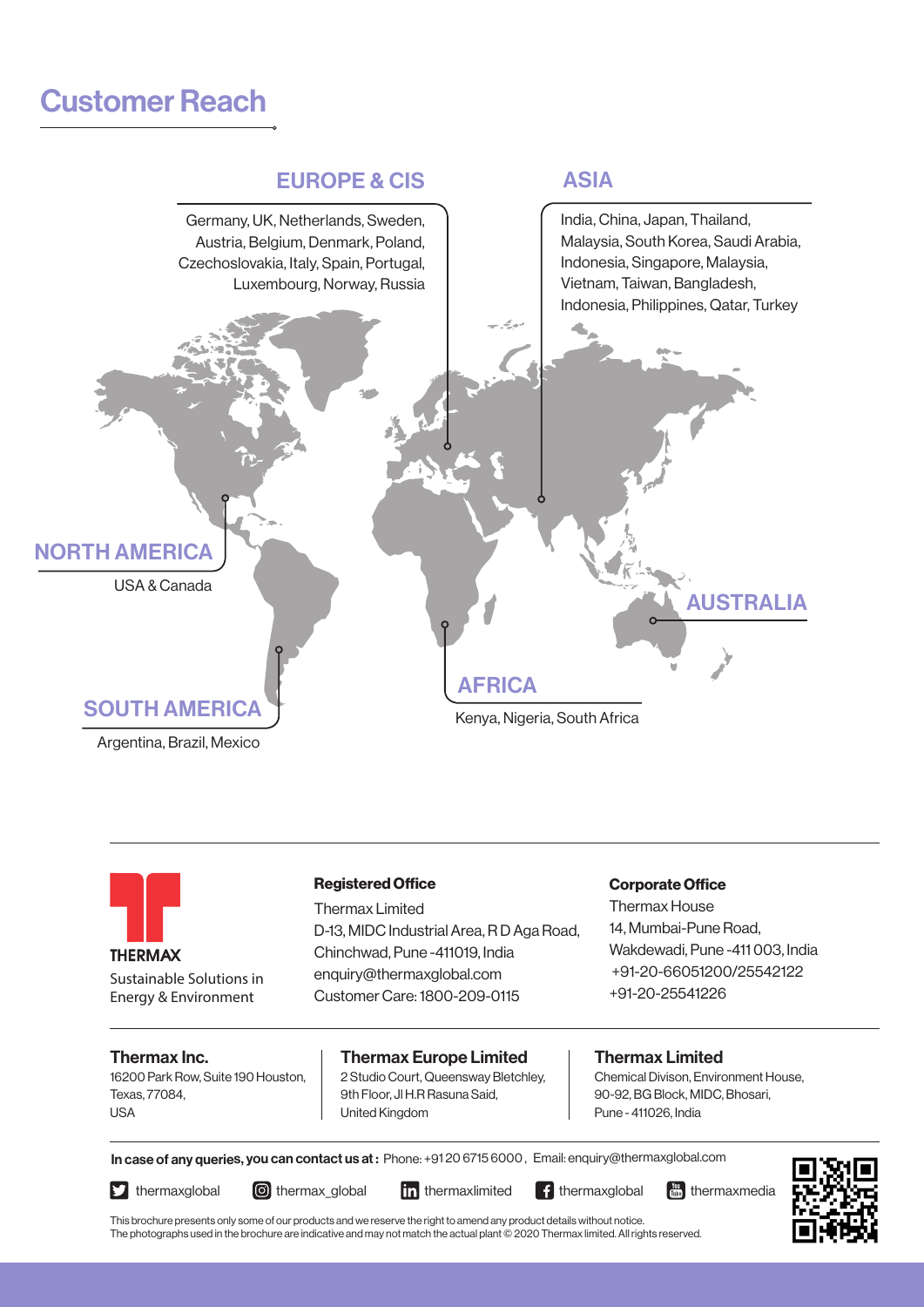# Customer Reach

## EUROPE & CIS

Germany, UK, Netherlands, Sweden, Austria, Belgium, Denmark, Poland, Czechoslovakia, Italy, Spain, Portugal, Luxembourg, Norway, Russia

## ASIA

India, China, Japan, Thailand, Malaysia, South Korea, Saudi Arabia, Indonesia, Singapore, Malaysia, Vietnam, Taiwan, Bangladesh, Indonesia, Philippines, Qatar, Turkey

## NORTH AMERICA

USA & Canada

## AUSTRALIA

## SOUTH AMERICA

Argentina, Brazil, Mexico

## AFRICA

Kenya, Nigeria, South Africa

---

THERMAX

Sustainable Solutions in Energy & Environment

**Registered Office**

Thermax Limited
D-13, MIDC Industrial Area, R D Aga Road,
Chinchwad, Pune -411019, India
enquiry@thermaxglobal.com
Customer Care: 1800-209-0115

**Corporate Office**

Thermax House
14, Mumbai-Pune Road,
Wakdewadi, Pune -411 003, India
+91-20-66051200/25542122
+91-20-25541226

**Thermax Inc.**
16200 Park Row, Suite 190 Houston,
Texas, 77084,
USA

**Thermax Europe Limited**
2 Studio Court, Queensway Bletchley,
9th Floor, Jl H.R Rasuna Said,
United Kingdom

**Thermax Limited**
Chemical Divison, Environment House,
90-92, BG Block, MIDC, Bhosari,
Pune - 411026, India

**In case of any queries, you can contact us at :** Phone: +91 20 6715 6000 , Email: enquiry@thermaxglobal.com

thermaxglobal | thermax_global | thermaxlimited | thermaxglobal | thermaxmedia

This brochure presents only some of our products and we reserve the right to amend any product details without notice.
The photographs used in the brochure are indicative and may not match the actual plant © 2020 Thermax limited. All rights reserved.